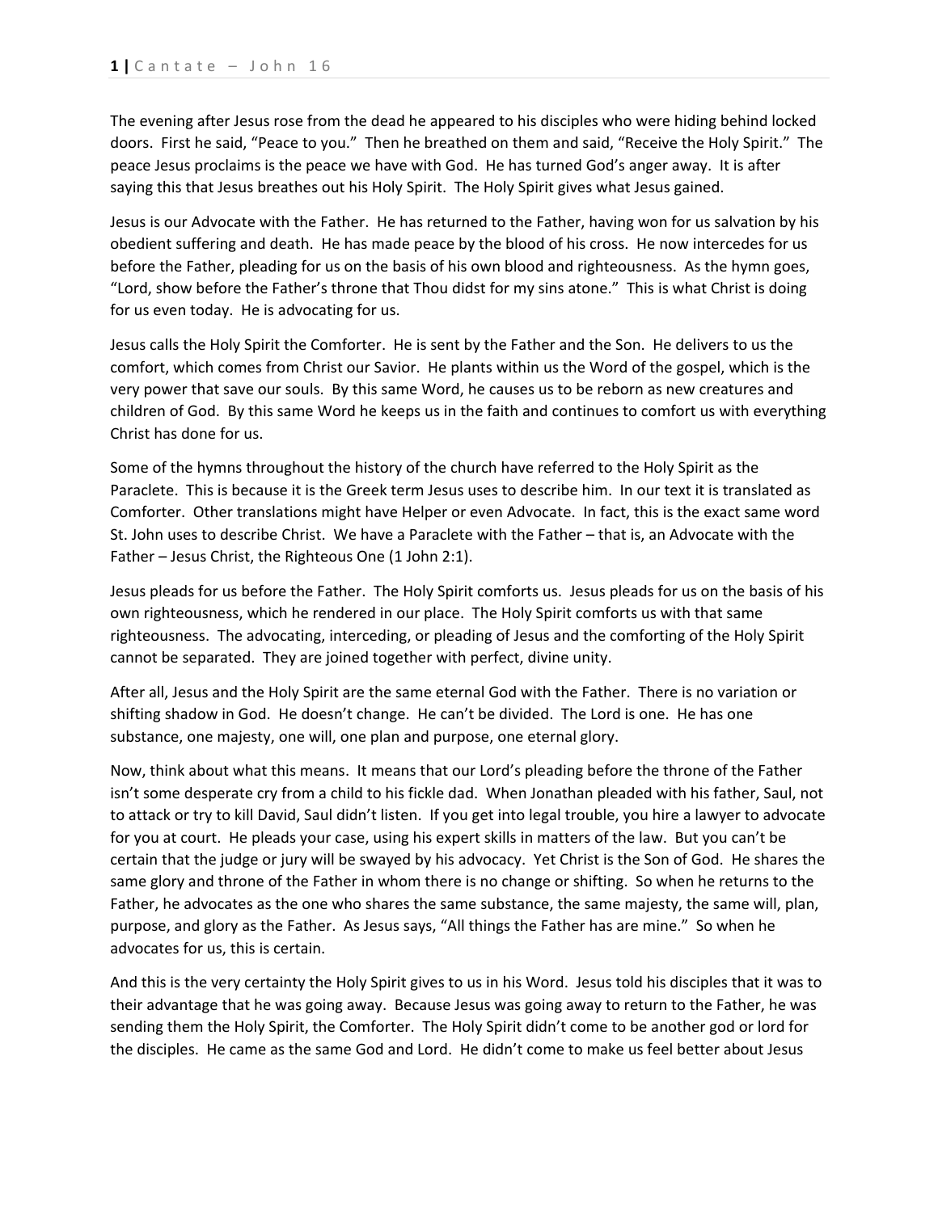The evening after Jesus rose from the dead he appeared to his disciples who were hiding behind locked doors. First he said, "Peace to you." Then he breathed on them and said, "Receive the Holy Spirit." The peace Jesus proclaims is the peace we have with God. He has turned God's anger away. It is after saying this that Jesus breathes out his Holy Spirit. The Holy Spirit gives what Jesus gained.

Jesus is our Advocate with the Father. He has returned to the Father, having won for us salvation by his obedient suffering and death. He has made peace by the blood of his cross. He now intercedes for us before the Father, pleading for us on the basis of his own blood and righteousness. As the hymn goes, "Lord, show before the Father's throne that Thou didst for my sins atone." This is what Christ is doing for us even today. He is advocating for us.

Jesus calls the Holy Spirit the Comforter. He is sent by the Father and the Son. He delivers to us the comfort, which comes from Christ our Savior. He plants within us the Word of the gospel, which is the very power that save our souls. By this same Word, he causes us to be reborn as new creatures and children of God. By this same Word he keeps us in the faith and continues to comfort us with everything Christ has done for us.

Some of the hymns throughout the history of the church have referred to the Holy Spirit as the Paraclete. This is because it is the Greek term Jesus uses to describe him. In our text it is translated as Comforter. Other translations might have Helper or even Advocate. In fact, this is the exact same word St. John uses to describe Christ. We have a Paraclete with the Father – that is, an Advocate with the Father – Jesus Christ, the Righteous One (1 John 2:1).

Jesus pleads for us before the Father. The Holy Spirit comforts us. Jesus pleads for us on the basis of his own righteousness, which he rendered in our place. The Holy Spirit comforts us with that same righteousness. The advocating, interceding, or pleading of Jesus and the comforting of the Holy Spirit cannot be separated. They are joined together with perfect, divine unity.

After all, Jesus and the Holy Spirit are the same eternal God with the Father. There is no variation or shifting shadow in God. He doesn't change. He can't be divided. The Lord is one. He has one substance, one majesty, one will, one plan and purpose, one eternal glory.

Now, think about what this means. It means that our Lord's pleading before the throne of the Father isn't some desperate cry from a child to his fickle dad. When Jonathan pleaded with his father, Saul, not to attack or try to kill David, Saul didn't listen. If you get into legal trouble, you hire a lawyer to advocate for you at court. He pleads your case, using his expert skills in matters of the law. But you can't be certain that the judge or jury will be swayed by his advocacy. Yet Christ is the Son of God. He shares the same glory and throne of the Father in whom there is no change or shifting. So when he returns to the Father, he advocates as the one who shares the same substance, the same majesty, the same will, plan, purpose, and glory as the Father. As Jesus says, "All things the Father has are mine." So when he advocates for us, this is certain.

And this is the very certainty the Holy Spirit gives to us in his Word. Jesus told his disciples that it was to their advantage that he was going away. Because Jesus was going away to return to the Father, he was sending them the Holy Spirit, the Comforter. The Holy Spirit didn't come to be another god or lord for the disciples. He came as the same God and Lord. He didn't come to make us feel better about Jesus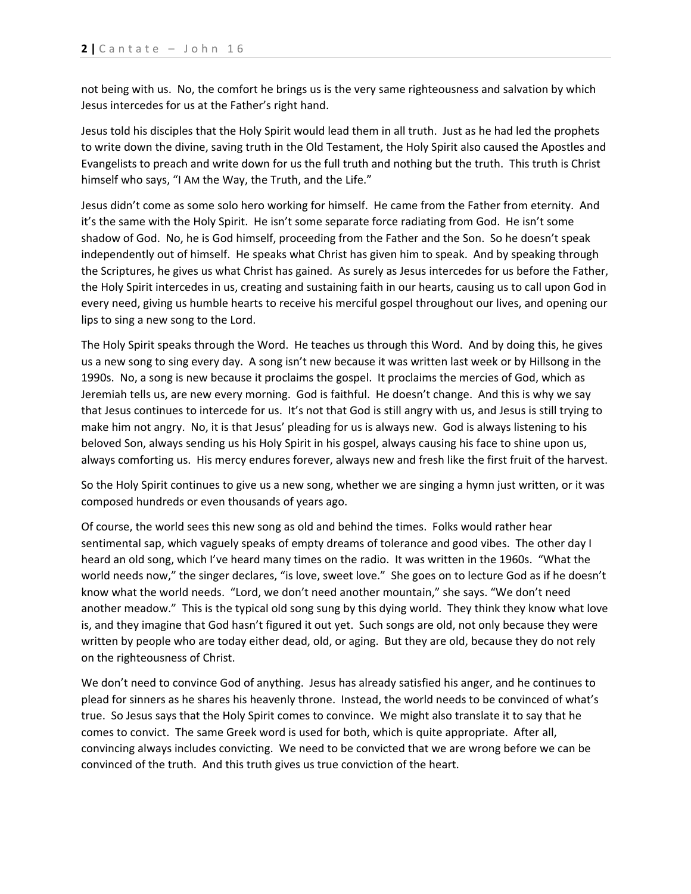not being with us. No, the comfort he brings us is the very same righteousness and salvation by which Jesus intercedes for us at the Father's right hand.

Jesus told his disciples that the Holy Spirit would lead them in all truth. Just as he had led the prophets to write down the divine, saving truth in the Old Testament, the Holy Spirit also caused the Apostles and Evangelists to preach and write down for us the full truth and nothing but the truth. This truth is Christ himself who says, "I AM the Way, the Truth, and the Life."

Jesus didn't come as some solo hero working for himself. He came from the Father from eternity. And it's the same with the Holy Spirit. He isn't some separate force radiating from God. He isn't some shadow of God. No, he is God himself, proceeding from the Father and the Son. So he doesn't speak independently out of himself. He speaks what Christ has given him to speak. And by speaking through the Scriptures, he gives us what Christ has gained. As surely as Jesus intercedes for us before the Father, the Holy Spirit intercedes in us, creating and sustaining faith in our hearts, causing us to call upon God in every need, giving us humble hearts to receive his merciful gospel throughout our lives, and opening our lips to sing a new song to the Lord.

The Holy Spirit speaks through the Word. He teaches us through this Word. And by doing this, he gives us a new song to sing every day. A song isn't new because it was written last week or by Hillsong in the 1990s. No, a song is new because it proclaims the gospel. It proclaims the mercies of God, which as Jeremiah tells us, are new every morning. God is faithful. He doesn't change. And this is why we say that Jesus continues to intercede for us. It's not that God is still angry with us, and Jesus is still trying to make him not angry. No, it is that Jesus' pleading for us is always new. God is always listening to his beloved Son, always sending us his Holy Spirit in his gospel, always causing his face to shine upon us, always comforting us. His mercy endures forever, always new and fresh like the first fruit of the harvest.

So the Holy Spirit continues to give us a new song, whether we are singing a hymn just written, or it was composed hundreds or even thousands of years ago.

Of course, the world sees this new song as old and behind the times. Folks would rather hear sentimental sap, which vaguely speaks of empty dreams of tolerance and good vibes. The other day I heard an old song, which I've heard many times on the radio. It was written in the 1960s. "What the world needs now," the singer declares, "is love, sweet love." She goes on to lecture God as if he doesn't know what the world needs. "Lord, we don't need another mountain," she says. "We don't need another meadow." This is the typical old song sung by this dying world. They think they know what love is, and they imagine that God hasn't figured it out yet. Such songs are old, not only because they were written by people who are today either dead, old, or aging. But they are old, because they do not rely on the righteousness of Christ.

We don't need to convince God of anything. Jesus has already satisfied his anger, and he continues to plead for sinners as he shares his heavenly throne. Instead, the world needs to be convinced of what's true. So Jesus says that the Holy Spirit comes to convince. We might also translate it to say that he comes to convict. The same Greek word is used for both, which is quite appropriate. After all, convincing always includes convicting. We need to be convicted that we are wrong before we can be convinced of the truth. And this truth gives us true conviction of the heart.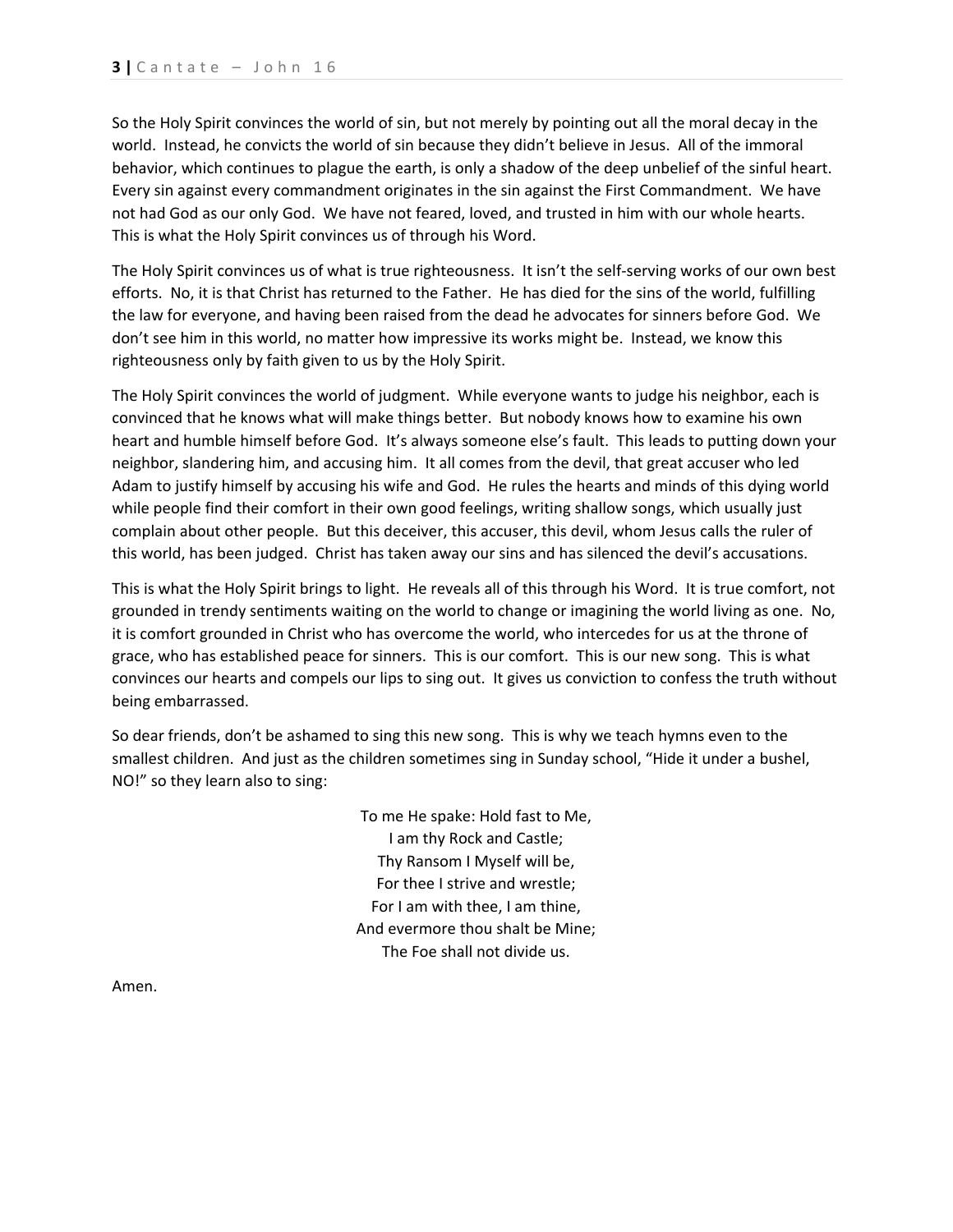So the Holy Spirit convinces the world of sin, but not merely by pointing out all the moral decay in the world. Instead, he convicts the world of sin because they didn't believe in Jesus. All of the immoral behavior, which continues to plague the earth, is only a shadow of the deep unbelief of the sinful heart. Every sin against every commandment originates in the sin against the First Commandment. We have not had God as our only God. We have not feared, loved, and trusted in him with our whole hearts. This is what the Holy Spirit convinces us of through his Word.

The Holy Spirit convinces us of what is true righteousness. It isn't the self-serving works of our own best efforts. No, it is that Christ has returned to the Father. He has died for the sins of the world, fulfilling the law for everyone, and having been raised from the dead he advocates for sinners before God. We don't see him in this world, no matter how impressive its works might be. Instead, we know this righteousness only by faith given to us by the Holy Spirit.

The Holy Spirit convinces the world of judgment. While everyone wants to judge his neighbor, each is convinced that he knows what will make things better. But nobody knows how to examine his own heart and humble himself before God. It's always someone else's fault. This leads to putting down your neighbor, slandering him, and accusing him. It all comes from the devil, that great accuser who led Adam to justify himself by accusing his wife and God. He rules the hearts and minds of this dying world while people find their comfort in their own good feelings, writing shallow songs, which usually just complain about other people. But this deceiver, this accuser, this devil, whom Jesus calls the ruler of this world, has been judged. Christ has taken away our sins and has silenced the devil's accusations.

This is what the Holy Spirit brings to light. He reveals all of this through his Word. It is true comfort, not grounded in trendy sentiments waiting on the world to change or imagining the world living as one. No, it is comfort grounded in Christ who has overcome the world, who intercedes for us at the throne of grace, who has established peace for sinners. This is our comfort. This is our new song. This is what convinces our hearts and compels our lips to sing out. It gives us conviction to confess the truth without being embarrassed.

So dear friends, don't be ashamed to sing this new song. This is why we teach hymns even to the smallest children. And just as the children sometimes sing in Sunday school, "Hide it under a bushel, NO!" so they learn also to sing:

To me He spake: Hold fast to Me,
I am thy Rock and Castle;
Thy Ransom I Myself will be,
For thee I strive and wrestle;
For I am with thee, I am thine,
And evermore thou shalt be Mine;
The Foe shall not divide us.

Amen.